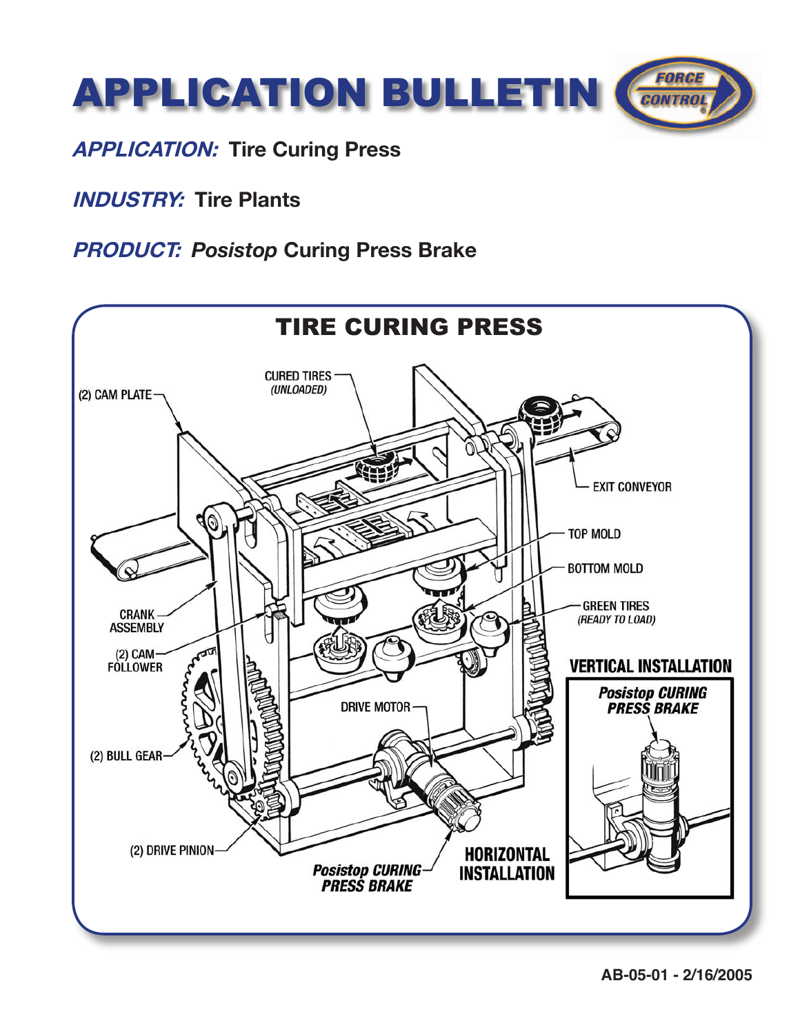# APPLICATION BULLETIN

***APPLICATION:*** **Tire Curing Press**

***INDUSTRY:*** **Tire Plants**

***PRODUCT:*** ***Posistop*** **Curing Press Brake**

## TIRE CURING PRESS

(2) CAM PLATE

CURED TIRES *(UNLOADED)*

EXIT CONVEYOR

TOP MOLD

BOTTOM MOLD

GREEN TIRES *(READY TO LOAD)*

CRANK ASSEMBLY

(2) CAM FOLLOWER

DRIVE MOTOR

(2) BULL GEAR

(2) DRIVE PINION

***Posistop CURING PRESS BRAKE***

**HORIZONTAL INSTALLATION**

**VERTICAL INSTALLATION**

***Posistop CURING PRESS BRAKE***

**AB-05-01 - 2/16/2005**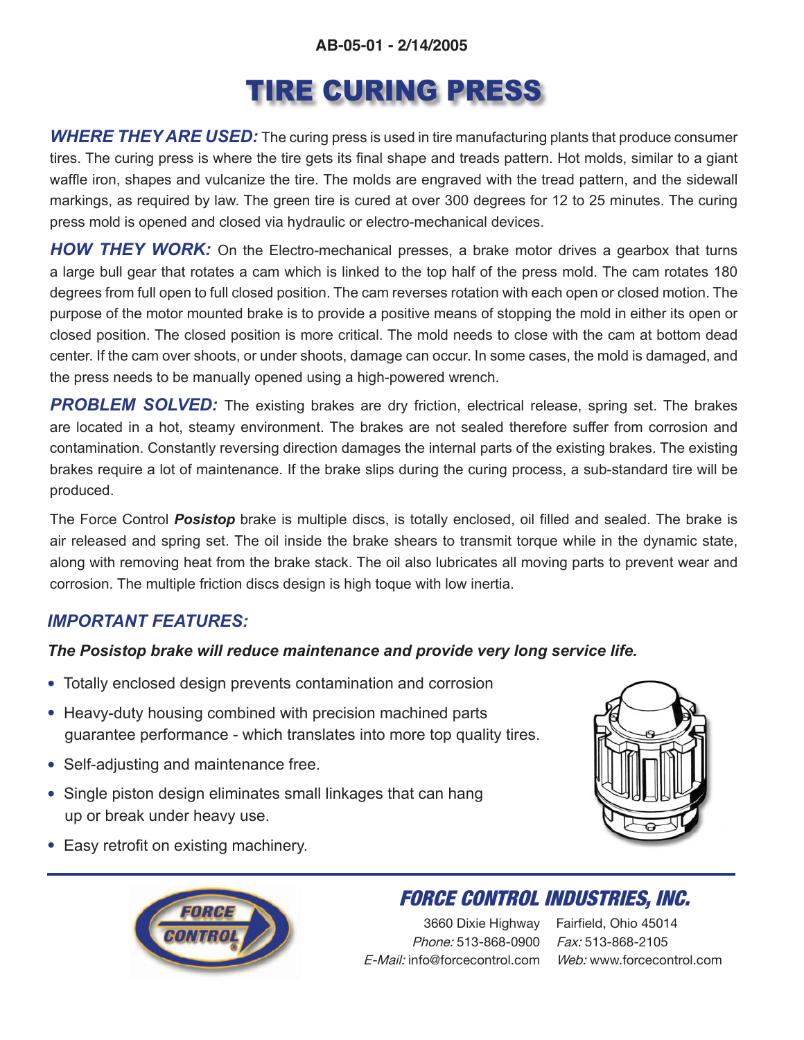AB-05-01 - 2/14/2005

# TIRE CURING PRESS

***WHERE THEY ARE USED:*** The curing press is used in tire manufacturing plants that produce consumer tires. The curing press is where the tire gets its final shape and treads pattern. Hot molds, similar to a giant waffle iron, shapes and vulcanize the tire. The molds are engraved with the tread pattern, and the sidewall markings, as required by law. The green tire is cured at over 300 degrees for 12 to 25 minutes. The curing press mold is opened and closed via hydraulic or electro-mechanical devices.

***HOW THEY WORK:*** On the Electro-mechanical presses, a brake motor drives a gearbox that turns a large bull gear that rotates a cam which is linked to the top half of the press mold. The cam rotates 180 degrees from full open to full closed position. The cam reverses rotation with each open or closed motion. The purpose of the motor mounted brake is to provide a positive means of stopping the mold in either its open or closed position. The closed position is more critical. The mold needs to close with the cam at bottom dead center. If the cam over shoots, or under shoots, damage can occur. In some cases, the mold is damaged, and the press needs to be manually opened using a high-powered wrench.

***PROBLEM SOLVED:*** The existing brakes are dry friction, electrical release, spring set. The brakes are located in a hot, steamy environment. The brakes are not sealed therefore suffer from corrosion and contamination. Constantly reversing direction damages the internal parts of the existing brakes. The existing brakes require a lot of maintenance. If the brake slips during the curing process, a sub-standard tire will be produced.

The Force Control ***Posistop*** brake is multiple discs, is totally enclosed, oil filled and sealed. The brake is air released and spring set. The oil inside the brake shears to transmit torque while in the dynamic state, along with removing heat from the brake stack. The oil also lubricates all moving parts to prevent wear and corrosion. The multiple friction discs design is high toque with low inertia.

## *IMPORTANT FEATURES:*

***The Posistop brake will reduce maintenance and provide very long service life.***

- Totally enclosed design prevents contamination and corrosion
- Heavy-duty housing combined with precision machined parts guarantee performance - which translates into more top quality tires.
- Self-adjusting and maintenance free.
- Single piston design eliminates small linkages that can hang up or break under heavy use.
- Easy retrofit on existing machinery.

***FORCE CONTROL INDUSTRIES, INC.***

3660 Dixie Highway Fairfield, Ohio 45014
*Phone:* 513-868-0900 *Fax:* 513-868-2105
*E-Mail:* info@forcecontrol.com *Web:* www.forcecontrol.com